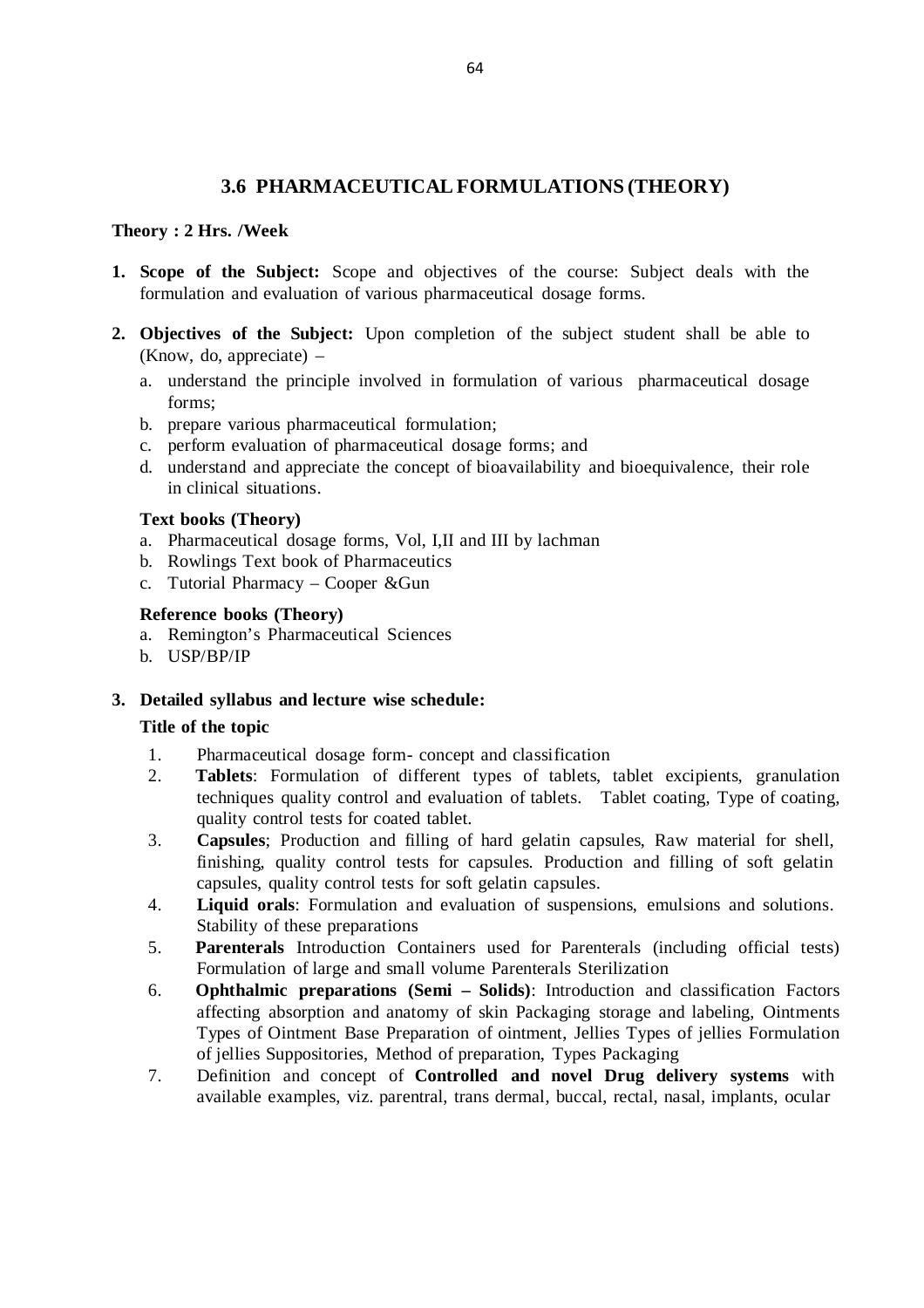## 3.6 PHARMACEUTICAL FORMULATIONS (THEORY)

**Theory : 2 Hrs. /Week**

1. **Scope of the Subject:** Scope and objectives of the course: Subject deals with the formulation and evaluation of various pharmaceutical dosage forms.

2. **Objectives of the Subject:** Upon completion of the subject student shall be able to (Know, do, appreciate) –
   a. understand the principle involved in formulation of various pharmaceutical dosage forms;
   b. prepare various pharmaceutical formulation;
   c. perform evaluation of pharmaceutical dosage forms; and
   d. understand and appreciate the concept of bioavailability and bioequivalence, their role in clinical situations.

   **Text books (Theory)**
   a. Pharmaceutical dosage forms, Vol, I,II and III by lachman
   b. Rowlings Text book of Pharmaceutics
   c. Tutorial Pharmacy – Cooper &Gun

   **Reference books (Theory)**
   a. Remington's Pharmaceutical Sciences
   b. USP/BP/IP

3. **Detailed syllabus and lecture wise schedule:**

   **Title of the topic**

   1. Pharmaceutical dosage form- concept and classification
   2. **Tablets**: Formulation of different types of tablets, tablet excipients, granulation techniques quality control and evaluation of tablets. Tablet coating, Type of coating, quality control tests for coated tablet.
   3. **Capsules**; Production and filling of hard gelatin capsules, Raw material for shell, finishing, quality control tests for capsules. Production and filling of soft gelatin capsules, quality control tests for soft gelatin capsules.
   4. **Liquid orals**: Formulation and evaluation of suspensions, emulsions and solutions. Stability of these preparations
   5. **Parenterals** Introduction Containers used for Parenterals (including official tests) Formulation of large and small volume Parenterals Sterilization
   6. **Ophthalmic preparations (Semi – Solids)**: Introduction and classification Factors affecting absorption and anatomy of skin Packaging storage and labeling, Ointments Types of Ointment Base Preparation of ointment, Jellies Types of jellies Formulation of jellies Suppositories, Method of preparation, Types Packaging
   7. Definition and concept of **Controlled and novel Drug delivery systems** with available examples, viz. parentral, trans dermal, buccal, rectal, nasal, implants, ocular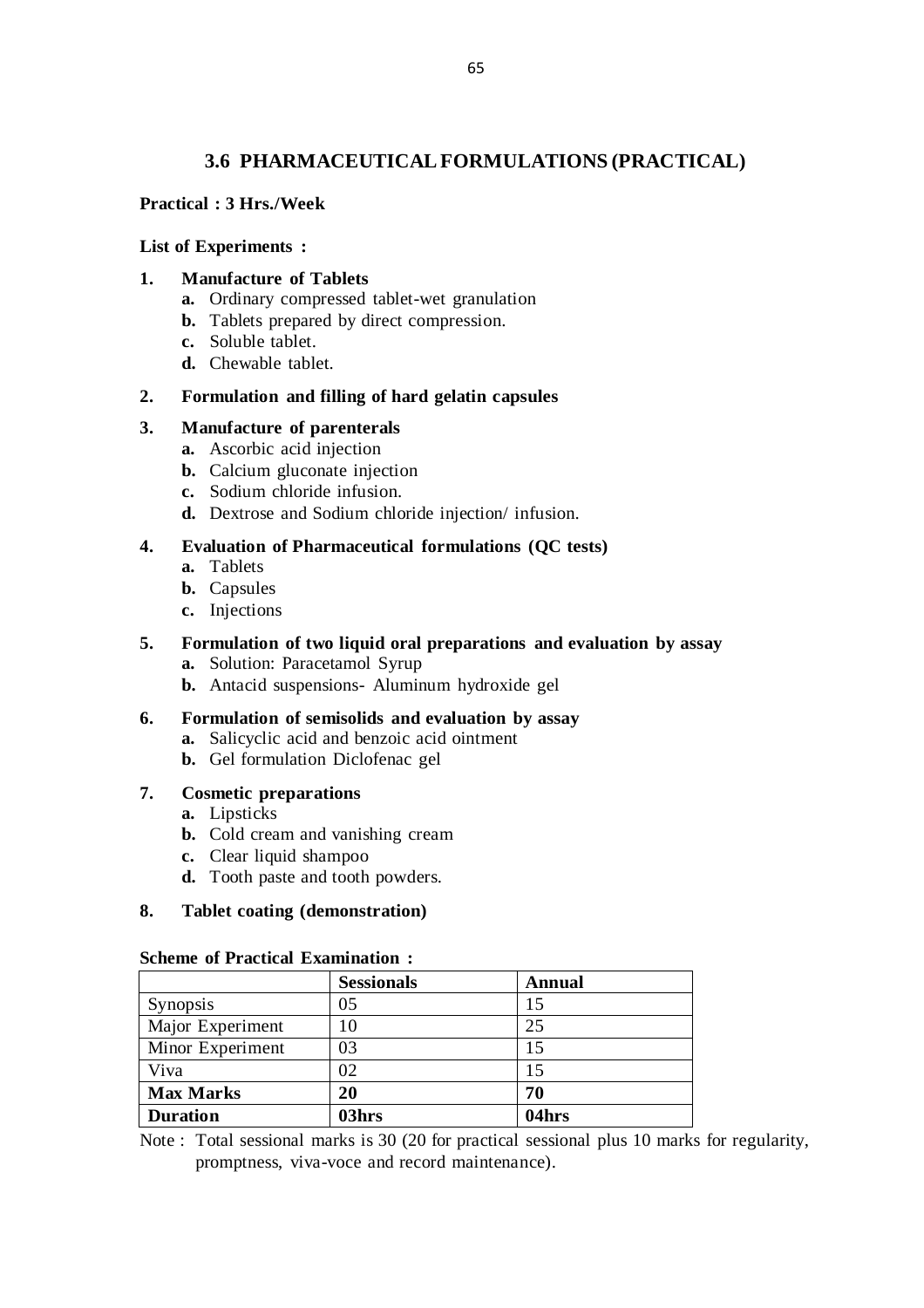## 3.6 PHARMACEUTICAL FORMULATIONS (PRACTICAL)

**Practical : 3 Hrs./Week**

**List of Experiments :**

1. **Manufacture of Tablets**
   - **a.** Ordinary compressed tablet-wet granulation
   - **b.** Tablets prepared by direct compression.
   - **c.** Soluble tablet.
   - **d.** Chewable tablet.

2. **Formulation and filling of hard gelatin capsules**

3. **Manufacture of parenterals**
   - **a.** Ascorbic acid injection
   - **b.** Calcium gluconate injection
   - **c.** Sodium chloride infusion.
   - **d.** Dextrose and Sodium chloride injection/ infusion.

4. **Evaluation of Pharmaceutical formulations (QC tests)**
   - **a.** Tablets
   - **b.** Capsules
   - **c.** Injections

5. **Formulation of two liquid oral preparations and evaluation by assay**
   - **a.** Solution: Paracetamol Syrup
   - **b.** Antacid suspensions- Aluminum hydroxide gel

6. **Formulation of semisolids and evaluation by assay**
   - **a.** Salicyclic acid and benzoic acid ointment
   - **b.** Gel formulation Diclofenac gel

7. **Cosmetic preparations**
   - **a.** Lipsticks
   - **b.** Cold cream and vanishing cream
   - **c.** Clear liquid shampoo
   - **d.** Tooth paste and tooth powders.

8. **Tablet coating (demonstration)**

**Scheme of Practical Examination :**

| | **Sessionals** | **Annual** |
|---|---|---|
| Synopsis | 05 | 15 |
| Major Experiment | 10 | 25 |
| Minor Experiment | 03 | 15 |
| Viva | 02 | 15 |
| **Max Marks** | **20** | **70** |
| **Duration** | **03hrs** | **04hrs** |

Note : Total sessional marks is 30 (20 for practical sessional plus 10 marks for regularity, promptness, viva-voce and record maintenance).